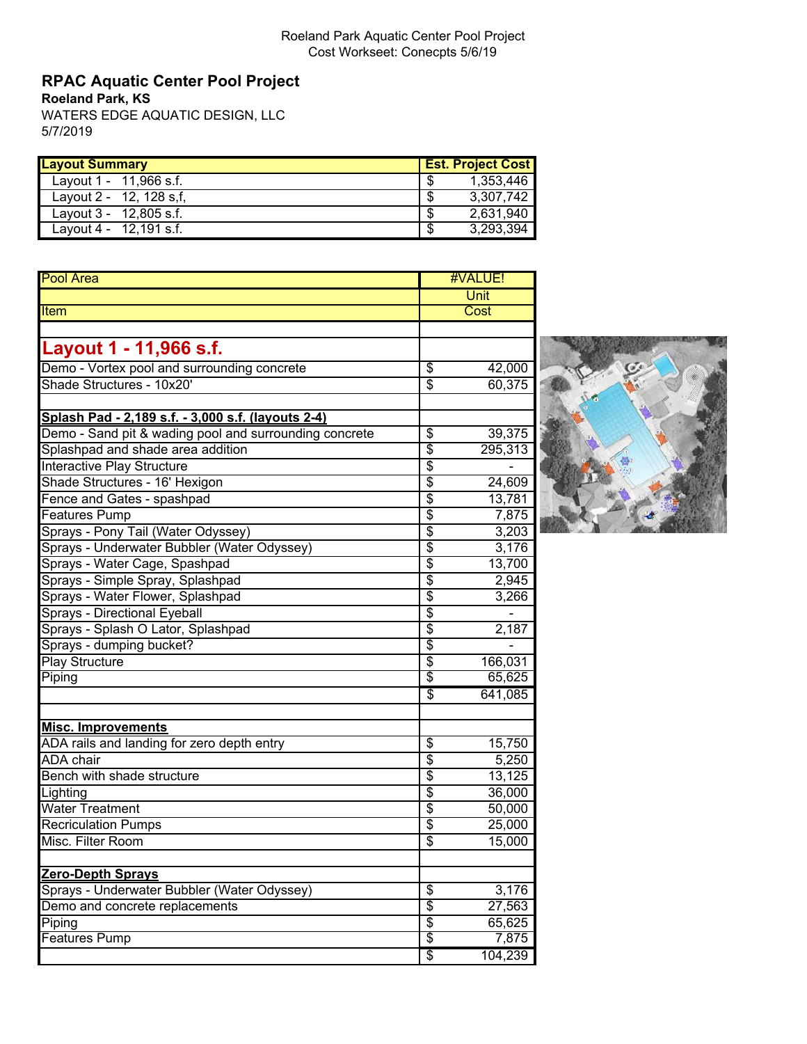Roeland Park Aquatic Center Pool Project
Cost Workseet: Conecpts 5/6/19

## RPAC Aquatic Center Pool Project

**Roeland Park, KS**

WATERS EDGE AQUATIC DESIGN, LLC

5/7/2019

| Layout Summary | Est. Project Cost |
|---|---|
| Layout 1 - 11,966 s.f. | $ 1,353,446 |
| Layout 2 - 12, 128 s,f, | $ 3,307,742 |
| Layout 3 - 12,805 s.f. | $ 2,631,940 |
| Layout 4 - 12,191 s.f. | $ 3,293,394 |

| Pool Area | #VALUE! |
|---|---|
| | Unit |
| Item | Cost |
| | |
| **Layout 1 - 11,966 s.f.** | |
| Demo - Vortex pool and surrounding concrete | $ 42,000 |
| Shade Structures - 10x20' | $ 60,375 |
| | |
| **Splash Pad - 2,189 s.f. - 3,000 s.f. (layouts 2-4)** | |
| Demo - Sand pit & wading pool and surrounding concrete | $ 39,375 |
| Splashpad and shade area addition | $ 295,313 |
| Interactive Play Structure | $ - |
| Shade Structures - 16' Hexigon | $ 24,609 |
| Fence and Gates - spashpad | $ 13,781 |
| Features Pump | $ 7,875 |
| Sprays - Pony Tail (Water Odyssey) | $ 3,203 |
| Sprays - Underwater Bubbler (Water Odyssey) | $ 3,176 |
| Sprays - Water Cage, Spashpad | $ 13,700 |
| Sprays - Simple Spray, Splashpad | $ 2,945 |
| Sprays - Water Flower, Splashpad | $ 3,266 |
| Sprays - Directional Eyeball | $ - |
| Sprays - Splash O Lator, Splashpad | $ 2,187 |
| Sprays - dumping bucket? | $ - |
| Play Structure | $ 166,031 |
| Piping | $ 65,625 |
| | $ 641,085 |
| | |
| **Misc. Improvements** | |
| ADA rails and landing for zero depth entry | $ 15,750 |
| ADA chair | $ 5,250 |
| Bench with shade structure | $ 13,125 |
| Lighting | $ 36,000 |
| Water Treatment | $ 50,000 |
| Recriculation Pumps | $ 25,000 |
| Misc. Filter Room | $ 15,000 |
| | |
| **Zero-Depth Sprays** | |
| Sprays - Underwater Bubbler (Water Odyssey) | $ 3,176 |
| Demo and concrete replacements | $ 27,563 |
| Piping | $ 65,625 |
| Features Pump | $ 7,875 |
| | $ 104,239 |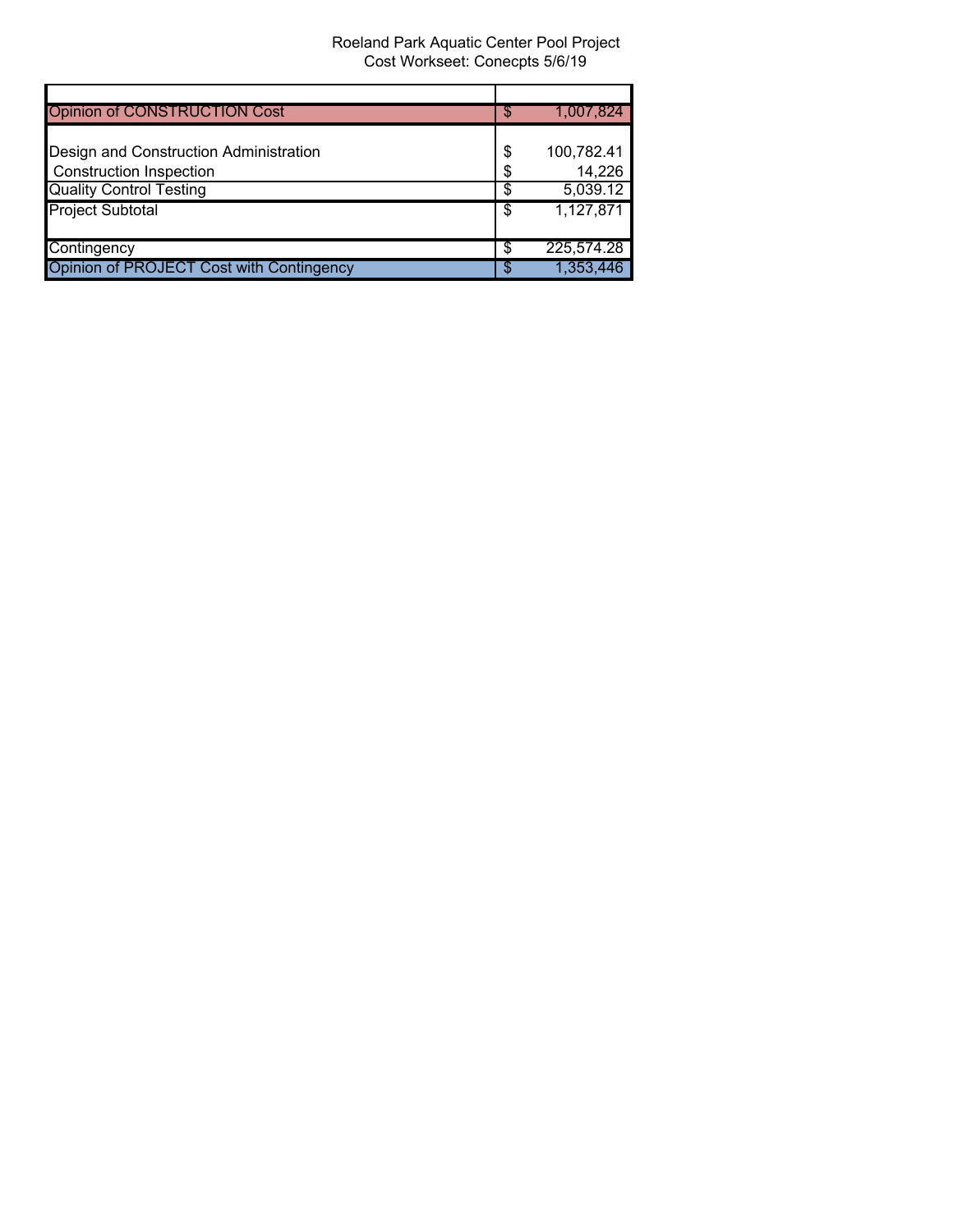Roeland Park Aquatic Center Pool Project
Cost Workseet: Conecpts 5/6/19

| | | |
|---|---|---|
| Opinion of CONSTRUCTION Cost | $ | 1,007,824 |
| | | |
| Design and Construction Administration | $ | 100,782.41 |
| Construction Inspection | $ | 14,226 |
| Quality Control Testing | $ | 5,039.12 |
| Project Subtotal | $ | 1,127,871 |
| | | |
| Contingency | $ | 225,574.28 |
| Opinion of PROJECT Cost with Contingency | $ | 1,353,446 |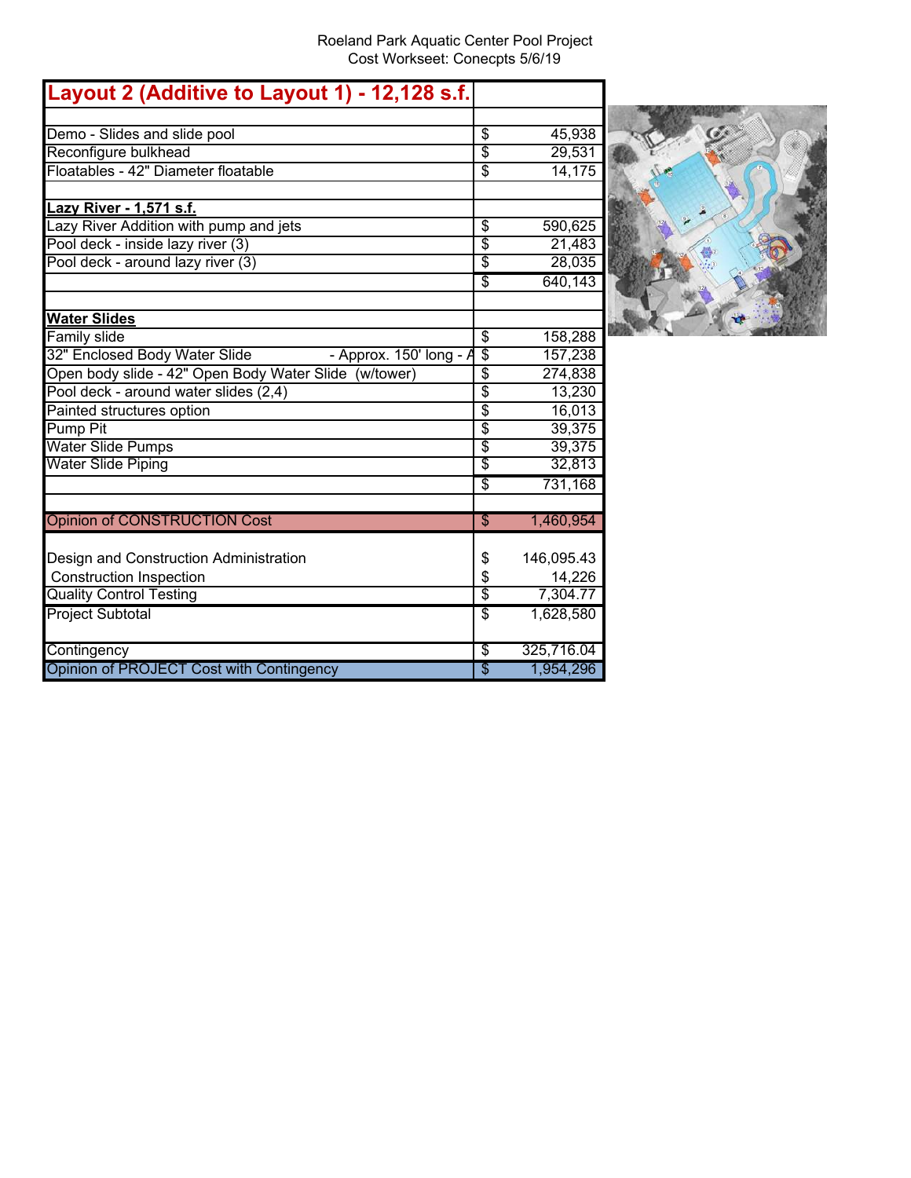Roeland Park Aquatic Center Pool Project
Cost Workseet: Conecpts 5/6/19

| Layout 2 (Additive to Layout 1) - 12,128 s.f. | |
|---|---|
| | |
| Demo - Slides and slide pool | $ 45,938 |
| Reconfigure bulkhead | $ 29,531 |
| Floatables - 42" Diameter floatable | $ 14,175 |
| | |
| **Lazy River - 1,571 s.f.** | |
| Lazy River Addition with pump and jets | $ 590,625 |
| Pool deck - inside lazy river (3) | $ 21,483 |
| Pool deck - around lazy river (3) | $ 28,035 |
| | $ 640,143 |
| | |
| **Water Slides** | |
| Family slide | $ 158,288 |
| 32" Enclosed Body Water Slide - Approx. 150' long - A | $ 157,238 |
| Open body slide - 42" Open Body Water Slide (w/tower) | $ 274,838 |
| Pool deck - around water slides (2,4) | $ 13,230 |
| Painted structures option | $ 16,013 |
| Pump Pit | $ 39,375 |
| Water Slide Pumps | $ 39,375 |
| Water Slide Piping | $ 32,813 |
| | $ 731,168 |
| | |
| Opinion of CONSTRUCTION Cost | $ 1,460,954 |
| | |
| Design and Construction Administration | $ 146,095.43 |
| Construction Inspection | $ 14,226 |
| Quality Control Testing | $ 7,304.77 |
| Project Subtotal | $ 1,628,580 |
| | |
| Contingency | $ 325,716.04 |
| Opinion of PROJECT Cost with Contingency | $ 1,954,296 |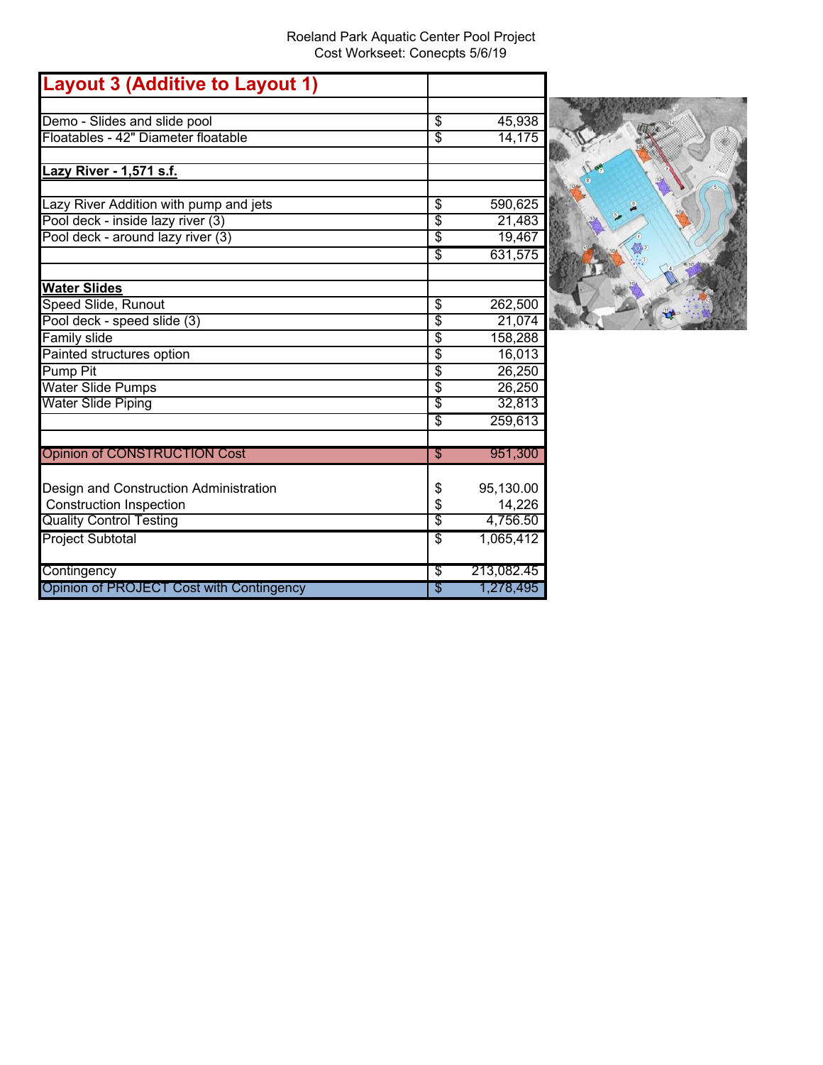Roeland Park Aquatic Center Pool Project
Cost Workseet: Conecpts 5/6/19

| Layout 3 (Additive to Layout 1) | | |
|---|---|---|
| | | |
| Demo - Slides and slide pool | $ | 45,938 |
| Floatables - 42" Diameter floatable | $ | 14,175 |
| | | |
| **Lazy River - 1,571 s.f.** | | |
| | | |
| Lazy River Addition with pump and jets | $ | 590,625 |
| Pool deck - inside lazy river (3) | $ | 21,483 |
| Pool deck - around lazy river (3) | $ | 19,467 |
| | $ | 631,575 |
| | | |
| **Water Slides** | | |
| Speed Slide, Runout | $ | 262,500 |
| Pool deck - speed slide (3) | $ | 21,074 |
| Family slide | $ | 158,288 |
| Painted structures option | $ | 16,013 |
| Pump Pit | $ | 26,250 |
| Water Slide Pumps | $ | 26,250 |
| Water Slide Piping | $ | 32,813 |
| | $ | 259,613 |
| | | |
| Opinion of CONSTRUCTION Cost | $ | 951,300 |
| | | |
| Design and Construction Administration | $ | 95,130.00 |
| Construction Inspection | $ | 14,226 |
| Quality Control Testing | $ | 4,756.50 |
| Project Subtotal | $ | 1,065,412 |
| | | |
| Contingency | $ | 213,082.45 |
| Opinion of PROJECT Cost with Contingency | $ | 1,278,495 |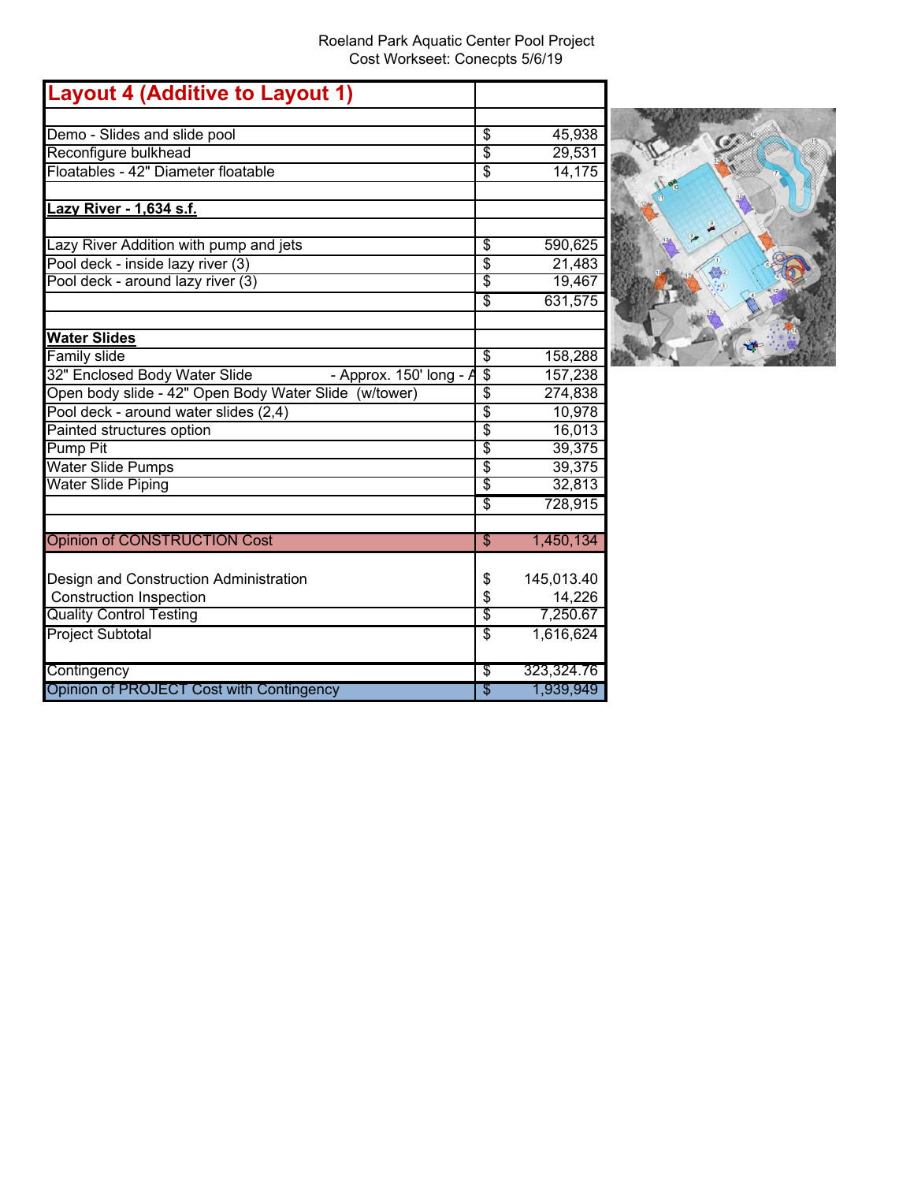Roeland Park Aquatic Center Pool Project
Cost Workseet: Conecpts 5/6/19

| **Layout 4 (Additive to Layout 1)** | | |
|---|---|---|
| | | |
| Demo - Slides and slide pool | $ | 45,938 |
| Reconfigure bulkhead | $ | 29,531 |
| Floatables - 42" Diameter floatable | $ | 14,175 |
| | | |
| **Lazy River - 1,634 s.f.** | | |
| | | |
| Lazy River Addition with pump and jets | $ | 590,625 |
| Pool deck - inside lazy river (3) | $ | 21,483 |
| Pool deck - around lazy river (3) | $ | 19,467 |
| | $ | 631,575 |
| | | |
| **Water Slides** | | |
| Family slide | $ | 158,288 |
| 32" Enclosed Body Water Slide - Approx. 150' long - A | $ | 157,238 |
| Open body slide - 42" Open Body Water Slide (w/tower) | $ | 274,838 |
| Pool deck - around water slides (2,4) | $ | 10,978 |
| Painted structures option | $ | 16,013 |
| Pump Pit | $ | 39,375 |
| Water Slide Pumps | $ | 39,375 |
| Water Slide Piping | $ | 32,813 |
| | $ | 728,915 |
| | | |
| Opinion of CONSTRUCTION Cost | $ | 1,450,134 |
| | | |
| Design and Construction Administration | $ | 145,013.40 |
| Construction Inspection | $ | 14,226 |
| Quality Control Testing | $ | 7,250.67 |
| Project Subtotal | $ | 1,616,624 |
| | | |
| Contingency | $ | 323,324.76 |
| Opinion of PROJECT Cost with Contingency | $ | 1,939,949 |